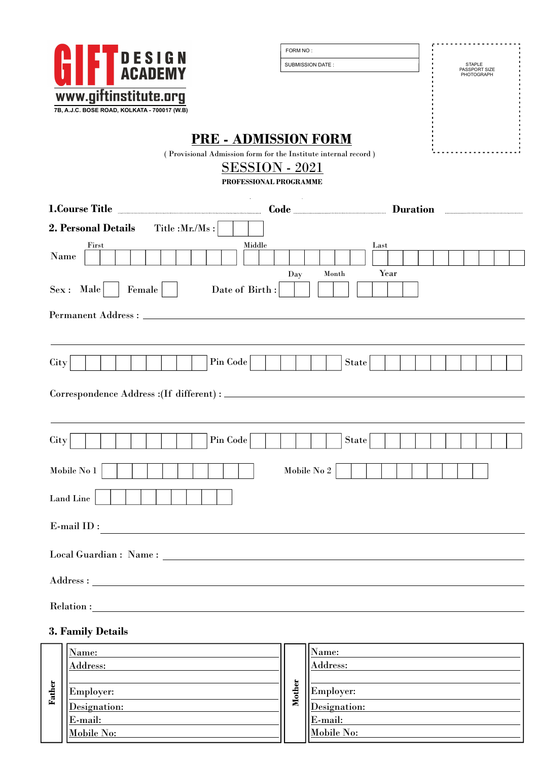**GIFT DESIGN ACADEMY**
www.giftinstitute.org
7B, A.J.C. BOSE ROAD, KOLKATA - 700017 (W.B)

FORM NO :
SUBMISSION DATE :

STAPLE PASSPORT SIZE PHOTOGRAPH

# PRE - ADMISSION FORM

( Provisional Admission form for the Institute internal record )

## SESSION - 2021

**PROFESSIONAL PROGRAMME**

**1.Course Title** ................................................ **Code** .................................. **Duration** ..............................

**2. Personal Details** Title :Mr./Ms :

Name: First / Middle / Last

Sex : Male ☐ Female ☐ Date of Birth : Day / Month / Year

Permanent Address : ____________________________________________

City ______ Pin Code ______ State ______

Correspondence Address :(If different) : ____________________________________________

City ______ Pin Code ______ State ______

Mobile No 1 ______ Mobile No 2 ______

Land Line ______

E-mail ID : ____________________________________________

Local Guardian : Name : ____________________________________________

Address : ____________________________________________

Relation : ____________________________________________

**3. Family Details**

| Father | Mother |
|---|---|
| Name: | Name: |
| Address: | Address: |
| Employer: | Employer: |
| Designation: | Designation: |
| E-mail: | E-mail: |
| Mobile No: | Mobile No: |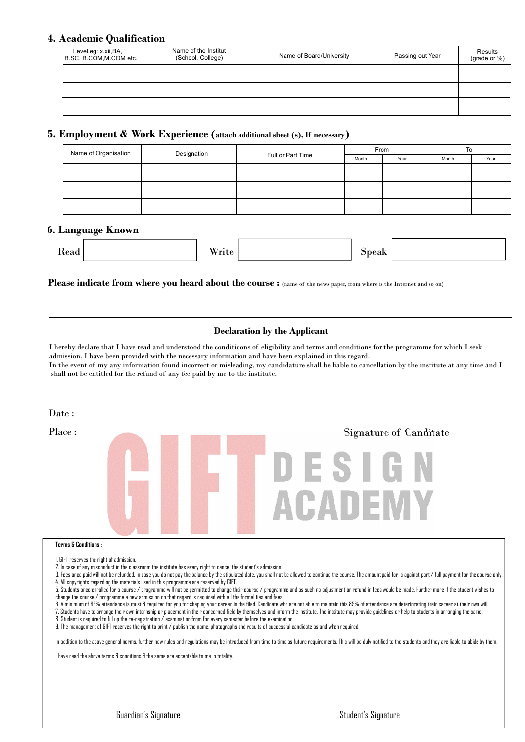## 4. Academic Qualification

| Level,eg: x.xii,BA, B.SC, B.COM,M.COM etc. | Name of the Institut (School, College) | Name of Board/University | Passing out Year | Results (grade or %) |
|---|---|---|---|---|
| | | | | |
| | | | | |
| | | | | |

## 5. Employment & Work Experience (attach additional sheet (s), If necessary)

| Name of Organisation | Designation | Full or Part Time | From | | To | |
|---|---|---|---|---|---|---|
| | | | Month | Year | Month | Year |
| | | | | | | |
| | | | | | | |
| | | | | | | |

## 6. Language Known

Read ______ Write ______ Speak ______

**Please indicate from where you heard about the course :** (name of the news paper, from where is the Internet and so on)

---

## Declaration by the Applicant

I hereby declare that I have read and understood the conditioons of eligibility and terms and conditions for the programme for which I seek admission. I have been provided with the necessary information and have been explained in this regard.
In the event of my any information found incorrect or misleading, my candidature shall be liable to cancellation by the institute at any time and I shall not be entitled for the refund of any fee paid by me to the institute.

Date :

Place :

Signature of Canditate

GIFT DESIGN ACADEMY

**Terms & Conditions :**

1. GIFT reserves the right of admission.
2. In case of any misconduct in the classroom the institute has every right to cancel the student's admission.
3. Fees once paid will not be refunded. In case you do not pay the balance by the stipulated date, you shall not be allowed to continue the course. The amount paid for is against part / full payment for the course only.
4. All copyrights regarding the materials used in this programme are reserved by GIFT.
5. Students once enrolled for a course / programme will not be permitted to change their course / programme and as such no adjustment or refund in fees would be made. Further more if the student wishes to change the course / programme a new admission on that regard is required with all the formalities and fees.
6. A minimum of 85% attendance is must & required for you for shaping your career in the filed. Candidate who are not able to maintain this 85% of attendance are deteriorating their career at their own will.
7. Students have to arrange their own internship or placement in their concerned field by themselves and inform the institute. The institute may provide guidelines or help to students in arranging the same.
8. Student is required to fill up the re-registration / examination from for every semester before the examination.
9. The management of GIFT reserves the right to print / publish the name, photographs and results of successful candidate as and when required.

In addition to the above general norms, further new rules and regulations may be introduced from time to time as future requirements. This will be duly notified to the students and they are liable to abide by them.

I have read the above terms & conditions & the same are acceptable to me in totality.

Guardian's Signature

Student's Signature